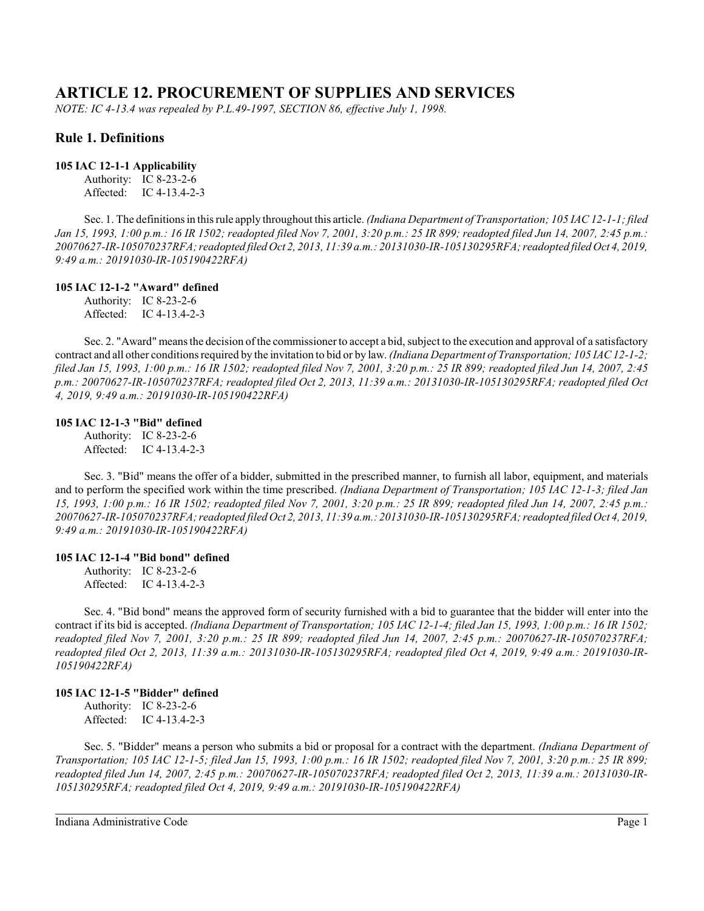# ARTICLE 12. PROCUREMENT OF SUPPLIES AND SERVICES

*NOTE: IC 4-13.4 was repealed by P.L.49-1997, SECTION 86, effective July 1, 1998.*

## Rule 1. Definitions

### 105 IAC 12-1-1 Applicability

Authority: IC 8-23-2-6
Affected: IC 4-13.4-2-3

Sec. 1. The definitions in this rule apply throughout this article. *(Indiana Department of Transportation; 105 IAC 12-1-1; filed Jan 15, 1993, 1:00 p.m.: 16 IR 1502; readopted filed Nov 7, 2001, 3:20 p.m.: 25 IR 899; readopted filed Jun 14, 2007, 2:45 p.m.: 20070627-IR-105070237RFA; readopted filed Oct 2, 2013, 11:39 a.m.: 20131030-IR-105130295RFA; readopted filed Oct 4, 2019, 9:49 a.m.: 20191030-IR-105190422RFA)*

### 105 IAC 12-1-2 "Award" defined

Authority: IC 8-23-2-6
Affected: IC 4-13.4-2-3

Sec. 2. "Award" means the decision of the commissioner to accept a bid, subject to the execution and approval of a satisfactory contract and all other conditions required by the invitation to bid or by law. *(Indiana Department of Transportation; 105 IAC 12-1-2; filed Jan 15, 1993, 1:00 p.m.: 16 IR 1502; readopted filed Nov 7, 2001, 3:20 p.m.: 25 IR 899; readopted filed Jun 14, 2007, 2:45 p.m.: 20070627-IR-105070237RFA; readopted filed Oct 2, 2013, 11:39 a.m.: 20131030-IR-105130295RFA; readopted filed Oct 4, 2019, 9:49 a.m.: 20191030-IR-105190422RFA)*

### 105 IAC 12-1-3 "Bid" defined

Authority: IC 8-23-2-6
Affected: IC 4-13.4-2-3

Sec. 3. "Bid" means the offer of a bidder, submitted in the prescribed manner, to furnish all labor, equipment, and materials and to perform the specified work within the time prescribed. *(Indiana Department of Transportation; 105 IAC 12-1-3; filed Jan 15, 1993, 1:00 p.m.: 16 IR 1502; readopted filed Nov 7, 2001, 3:20 p.m.: 25 IR 899; readopted filed Jun 14, 2007, 2:45 p.m.: 20070627-IR-105070237RFA; readopted filed Oct 2, 2013, 11:39 a.m.: 20131030-IR-105130295RFA; readopted filed Oct 4, 2019, 9:49 a.m.: 20191030-IR-105190422RFA)*

### 105 IAC 12-1-4 "Bid bond" defined

Authority: IC 8-23-2-6
Affected: IC 4-13.4-2-3

Sec. 4. "Bid bond" means the approved form of security furnished with a bid to guarantee that the bidder will enter into the contract if its bid is accepted. *(Indiana Department of Transportation; 105 IAC 12-1-4; filed Jan 15, 1993, 1:00 p.m.: 16 IR 1502; readopted filed Nov 7, 2001, 3:20 p.m.: 25 IR 899; readopted filed Jun 14, 2007, 2:45 p.m.: 20070627-IR-105070237RFA; readopted filed Oct 2, 2013, 11:39 a.m.: 20131030-IR-105130295RFA; readopted filed Oct 4, 2019, 9:49 a.m.: 20191030-IR-105190422RFA)*

### 105 IAC 12-1-5 "Bidder" defined

Authority: IC 8-23-2-6
Affected: IC 4-13.4-2-3

Sec. 5. "Bidder" means a person who submits a bid or proposal for a contract with the department. *(Indiana Department of Transportation; 105 IAC 12-1-5; filed Jan 15, 1993, 1:00 p.m.: 16 IR 1502; readopted filed Nov 7, 2001, 3:20 p.m.: 25 IR 899; readopted filed Jun 14, 2007, 2:45 p.m.: 20070627-IR-105070237RFA; readopted filed Oct 2, 2013, 11:39 a.m.: 20131030-IR-105130295RFA; readopted filed Oct 4, 2019, 9:49 a.m.: 20191030-IR-105190422RFA)*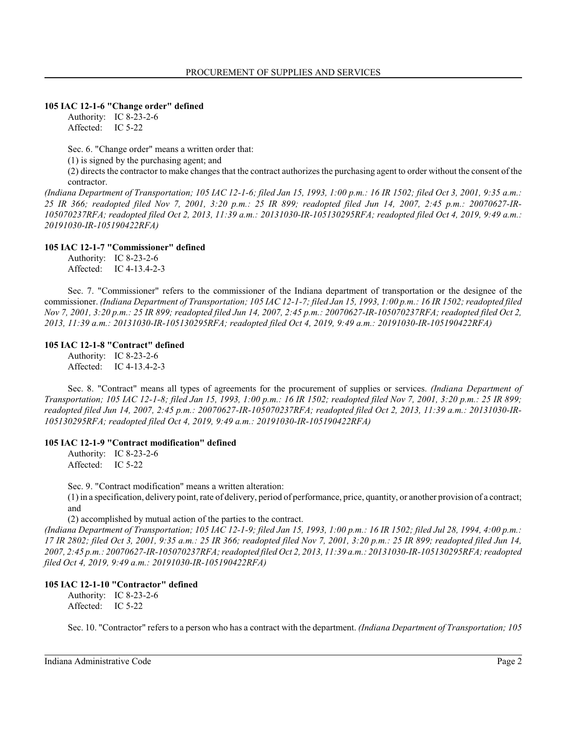**105 IAC 12-1-6 "Change order" defined**

Authority: IC 8-23-2-6
Affected: IC 5-22

Sec. 6. "Change order" means a written order that:

(1) is signed by the purchasing agent; and

(2) directs the contractor to make changes that the contract authorizes the purchasing agent to order without the consent of the contractor.

*(Indiana Department of Transportation; 105 IAC 12-1-6; filed Jan 15, 1993, 1:00 p.m.: 16 IR 1502; filed Oct 3, 2001, 9:35 a.m.: 25 IR 366; readopted filed Nov 7, 2001, 3:20 p.m.: 25 IR 899; readopted filed Jun 14, 2007, 2:45 p.m.: 20070627-IR-105070237RFA; readopted filed Oct 2, 2013, 11:39 a.m.: 20131030-IR-105130295RFA; readopted filed Oct 4, 2019, 9:49 a.m.: 20191030-IR-105190422RFA)*

**105 IAC 12-1-7 "Commissioner" defined**

Authority: IC 8-23-2-6
Affected: IC 4-13.4-2-3

Sec. 7. "Commissioner" refers to the commissioner of the Indiana department of transportation or the designee of the commissioner. *(Indiana Department of Transportation; 105 IAC 12-1-7; filed Jan 15, 1993, 1:00 p.m.: 16 IR 1502; readopted filed Nov 7, 2001, 3:20 p.m.: 25 IR 899; readopted filed Jun 14, 2007, 2:45 p.m.: 20070627-IR-105070237RFA; readopted filed Oct 2, 2013, 11:39 a.m.: 20131030-IR-105130295RFA; readopted filed Oct 4, 2019, 9:49 a.m.: 20191030-IR-105190422RFA)*

**105 IAC 12-1-8 "Contract" defined**

Authority: IC 8-23-2-6
Affected: IC 4-13.4-2-3

Sec. 8. "Contract" means all types of agreements for the procurement of supplies or services. *(Indiana Department of Transportation; 105 IAC 12-1-8; filed Jan 15, 1993, 1:00 p.m.: 16 IR 1502; readopted filed Nov 7, 2001, 3:20 p.m.: 25 IR 899; readopted filed Jun 14, 2007, 2:45 p.m.: 20070627-IR-105070237RFA; readopted filed Oct 2, 2013, 11:39 a.m.: 20131030-IR-105130295RFA; readopted filed Oct 4, 2019, 9:49 a.m.: 20191030-IR-105190422RFA)*

**105 IAC 12-1-9 "Contract modification" defined**

Authority: IC 8-23-2-6
Affected: IC 5-22

Sec. 9. "Contract modification" means a written alteration:

(1) in a specification, delivery point, rate of delivery, period of performance, price, quantity, or another provision of a contract; and

(2) accomplished by mutual action of the parties to the contract.

*(Indiana Department of Transportation; 105 IAC 12-1-9; filed Jan 15, 1993, 1:00 p.m.: 16 IR 1502; filed Jul 28, 1994, 4:00 p.m.: 17 IR 2802; filed Oct 3, 2001, 9:35 a.m.: 25 IR 366; readopted filed Nov 7, 2001, 3:20 p.m.: 25 IR 899; readopted filed Jun 14, 2007, 2:45 p.m.: 20070627-IR-105070237RFA; readopted filed Oct 2, 2013, 11:39 a.m.: 20131030-IR-105130295RFA; readopted filed Oct 4, 2019, 9:49 a.m.: 20191030-IR-105190422RFA)*

**105 IAC 12-1-10 "Contractor" defined**

Authority: IC 8-23-2-6
Affected: IC 5-22

Sec. 10. "Contractor" refers to a person who has a contract with the department. *(Indiana Department of Transportation; 105*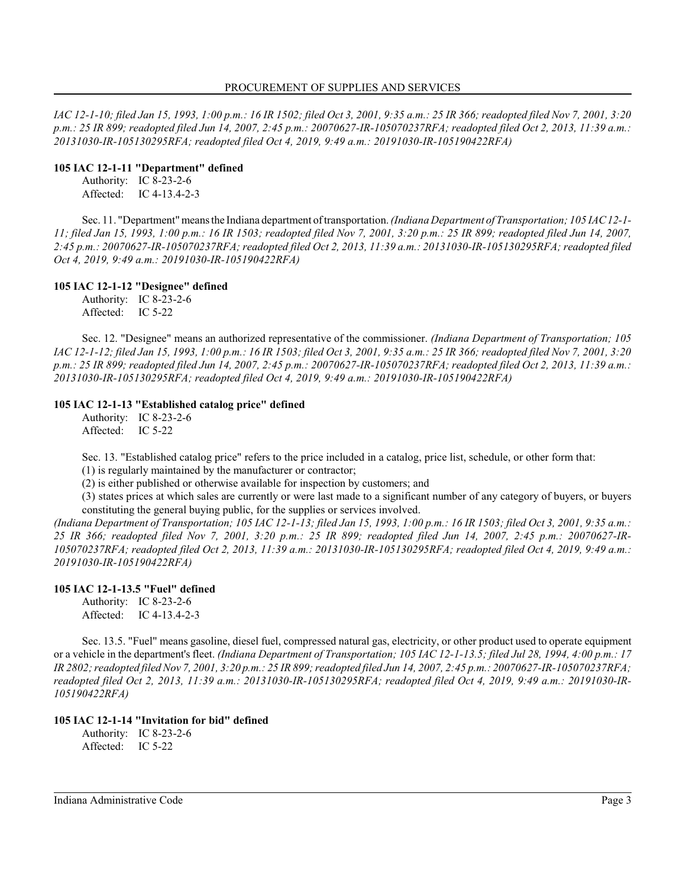*IAC 12-1-10; filed Jan 15, 1993, 1:00 p.m.: 16 IR 1502; filed Oct 3, 2001, 9:35 a.m.: 25 IR 366; readopted filed Nov 7, 2001, 3:20 p.m.: 25 IR 899; readopted filed Jun 14, 2007, 2:45 p.m.: 20070627-IR-105070237RFA; readopted filed Oct 2, 2013, 11:39 a.m.: 20131030-IR-105130295RFA; readopted filed Oct 4, 2019, 9:49 a.m.: 20191030-IR-105190422RFA)*

### 105 IAC 12-1-11 "Department" defined

Authority: IC 8-23-2-6
Affected: IC 4-13.4-2-3

Sec. 11. "Department" means the Indiana department of transportation. *(Indiana Department of Transportation; 105 IAC 12-1-11; filed Jan 15, 1993, 1:00 p.m.: 16 IR 1503; readopted filed Nov 7, 2001, 3:20 p.m.: 25 IR 899; readopted filed Jun 14, 2007, 2:45 p.m.: 20070627-IR-105070237RFA; readopted filed Oct 2, 2013, 11:39 a.m.: 20131030-IR-105130295RFA; readopted filed Oct 4, 2019, 9:49 a.m.: 20191030-IR-105190422RFA)*

### 105 IAC 12-1-12 "Designee" defined

Authority: IC 8-23-2-6
Affected: IC 5-22

Sec. 12. "Designee" means an authorized representative of the commissioner. *(Indiana Department of Transportation; 105 IAC 12-1-12; filed Jan 15, 1993, 1:00 p.m.: 16 IR 1503; filed Oct 3, 2001, 9:35 a.m.: 25 IR 366; readopted filed Nov 7, 2001, 3:20 p.m.: 25 IR 899; readopted filed Jun 14, 2007, 2:45 p.m.: 20070627-IR-105070237RFA; readopted filed Oct 2, 2013, 11:39 a.m.: 20131030-IR-105130295RFA; readopted filed Oct 4, 2019, 9:49 a.m.: 20191030-IR-105190422RFA)*

### 105 IAC 12-1-13 "Established catalog price" defined

Authority: IC 8-23-2-6
Affected: IC 5-22

Sec. 13. "Established catalog price" refers to the price included in a catalog, price list, schedule, or other form that:

(1) is regularly maintained by the manufacturer or contractor;

(2) is either published or otherwise available for inspection by customers; and

(3) states prices at which sales are currently or were last made to a significant number of any category of buyers, or buyers constituting the general buying public, for the supplies or services involved.

*(Indiana Department of Transportation; 105 IAC 12-1-13; filed Jan 15, 1993, 1:00 p.m.: 16 IR 1503; filed Oct 3, 2001, 9:35 a.m.: 25 IR 366; readopted filed Nov 7, 2001, 3:20 p.m.: 25 IR 899; readopted filed Jun 14, 2007, 2:45 p.m.: 20070627-IR-105070237RFA; readopted filed Oct 2, 2013, 11:39 a.m.: 20131030-IR-105130295RFA; readopted filed Oct 4, 2019, 9:49 a.m.: 20191030-IR-105190422RFA)*

### 105 IAC 12-1-13.5 "Fuel" defined

Authority: IC 8-23-2-6
Affected: IC 4-13.4-2-3

Sec. 13.5. "Fuel" means gasoline, diesel fuel, compressed natural gas, electricity, or other product used to operate equipment or a vehicle in the department's fleet. *(Indiana Department of Transportation; 105 IAC 12-1-13.5; filed Jul 28, 1994, 4:00 p.m.: 17 IR 2802; readopted filed Nov 7, 2001, 3:20 p.m.: 25 IR 899; readopted filed Jun 14, 2007, 2:45 p.m.: 20070627-IR-105070237RFA; readopted filed Oct 2, 2013, 11:39 a.m.: 20131030-IR-105130295RFA; readopted filed Oct 4, 2019, 9:49 a.m.: 20191030-IR-105190422RFA)*

### 105 IAC 12-1-14 "Invitation for bid" defined

Authority: IC 8-23-2-6
Affected: IC 5-22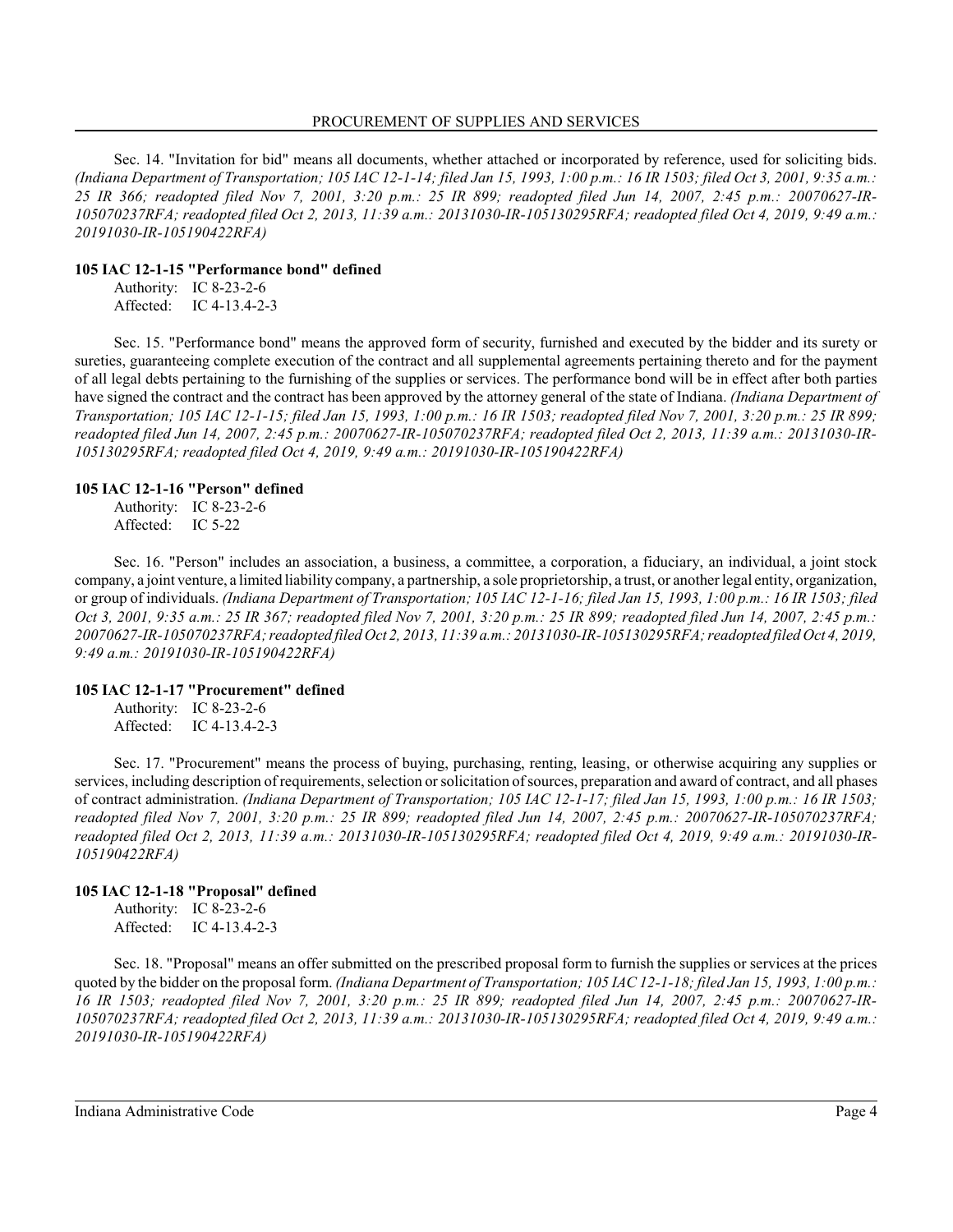Sec. 14. "Invitation for bid" means all documents, whether attached or incorporated by reference, used for soliciting bids. *(Indiana Department of Transportation; 105 IAC 12-1-14; filed Jan 15, 1993, 1:00 p.m.: 16 IR 1503; filed Oct 3, 2001, 9:35 a.m.: 25 IR 366; readopted filed Nov 7, 2001, 3:20 p.m.: 25 IR 899; readopted filed Jun 14, 2007, 2:45 p.m.: 20070627-IR-105070237RFA; readopted filed Oct 2, 2013, 11:39 a.m.: 20131030-IR-105130295RFA; readopted filed Oct 4, 2019, 9:49 a.m.: 20191030-IR-105190422RFA)*

**105 IAC 12-1-15 "Performance bond" defined**

Authority: IC 8-23-2-6
Affected: IC 4-13.4-2-3

Sec. 15. "Performance bond" means the approved form of security, furnished and executed by the bidder and its surety or sureties, guaranteeing complete execution of the contract and all supplemental agreements pertaining thereto and for the payment of all legal debts pertaining to the furnishing of the supplies or services. The performance bond will be in effect after both parties have signed the contract and the contract has been approved by the attorney general of the state of Indiana. *(Indiana Department of Transportation; 105 IAC 12-1-15; filed Jan 15, 1993, 1:00 p.m.: 16 IR 1503; readopted filed Nov 7, 2001, 3:20 p.m.: 25 IR 899; readopted filed Jun 14, 2007, 2:45 p.m.: 20070627-IR-105070237RFA; readopted filed Oct 2, 2013, 11:39 a.m.: 20131030-IR-105130295RFA; readopted filed Oct 4, 2019, 9:49 a.m.: 20191030-IR-105190422RFA)*

**105 IAC 12-1-16 "Person" defined**

Authority: IC 8-23-2-6
Affected: IC 5-22

Sec. 16. "Person" includes an association, a business, a committee, a corporation, a fiduciary, an individual, a joint stock company, a joint venture, a limited liability company, a partnership, a sole proprietorship, a trust, or another legal entity, organization, or group of individuals. *(Indiana Department of Transportation; 105 IAC 12-1-16; filed Jan 15, 1993, 1:00 p.m.: 16 IR 1503; filed Oct 3, 2001, 9:35 a.m.: 25 IR 367; readopted filed Nov 7, 2001, 3:20 p.m.: 25 IR 899; readopted filed Jun 14, 2007, 2:45 p.m.: 20070627-IR-105070237RFA; readopted filed Oct 2, 2013, 11:39 a.m.: 20131030-IR-105130295RFA; readopted filed Oct 4, 2019, 9:49 a.m.: 20191030-IR-105190422RFA)*

**105 IAC 12-1-17 "Procurement" defined**

Authority: IC 8-23-2-6
Affected: IC 4-13.4-2-3

Sec. 17. "Procurement" means the process of buying, purchasing, renting, leasing, or otherwise acquiring any supplies or services, including description of requirements, selection or solicitation of sources, preparation and award of contract, and all phases of contract administration. *(Indiana Department of Transportation; 105 IAC 12-1-17; filed Jan 15, 1993, 1:00 p.m.: 16 IR 1503; readopted filed Nov 7, 2001, 3:20 p.m.: 25 IR 899; readopted filed Jun 14, 2007, 2:45 p.m.: 20070627-IR-105070237RFA; readopted filed Oct 2, 2013, 11:39 a.m.: 20131030-IR-105130295RFA; readopted filed Oct 4, 2019, 9:49 a.m.: 20191030-IR-105190422RFA)*

**105 IAC 12-1-18 "Proposal" defined**

Authority: IC 8-23-2-6
Affected: IC 4-13.4-2-3

Sec. 18. "Proposal" means an offer submitted on the prescribed proposal form to furnish the supplies or services at the prices quoted by the bidder on the proposal form. *(Indiana Department of Transportation; 105 IAC 12-1-18; filed Jan 15, 1993, 1:00 p.m.: 16 IR 1503; readopted filed Nov 7, 2001, 3:20 p.m.: 25 IR 899; readopted filed Jun 14, 2007, 2:45 p.m.: 20070627-IR-105070237RFA; readopted filed Oct 2, 2013, 11:39 a.m.: 20131030-IR-105130295RFA; readopted filed Oct 4, 2019, 9:49 a.m.: 20191030-IR-105190422RFA)*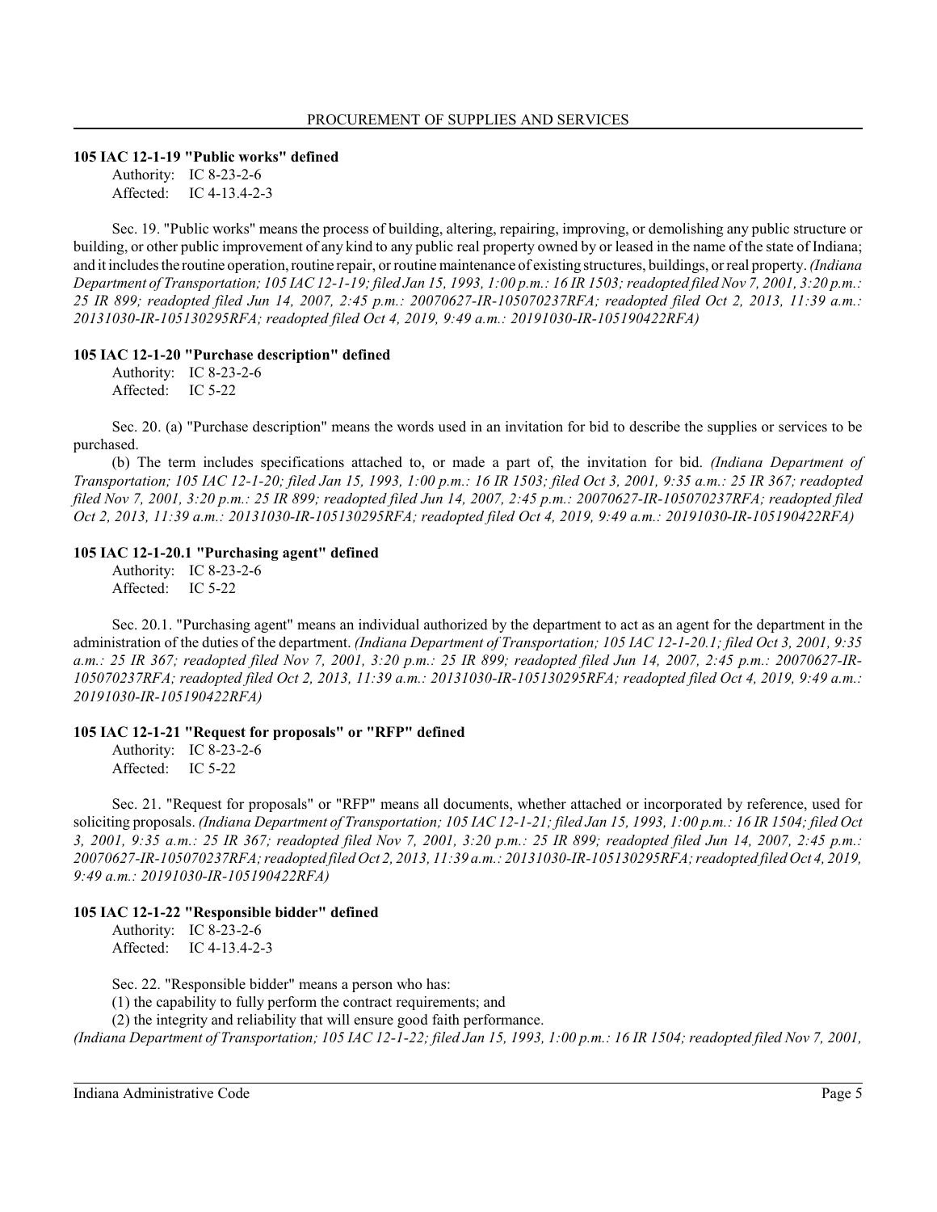**105 IAC 12-1-19 "Public works" defined**

Authority: IC 8-23-2-6
Affected: IC 4-13.4-2-3

Sec. 19. "Public works" means the process of building, altering, repairing, improving, or demolishing any public structure or building, or other public improvement of any kind to any public real property owned by or leased in the name of the state of Indiana; and it includes the routine operation, routine repair, or routine maintenance of existing structures, buildings, or real property. *(Indiana Department of Transportation; 105 IAC 12-1-19; filed Jan 15, 1993, 1:00 p.m.: 16 IR 1503; readopted filed Nov 7, 2001, 3:20 p.m.: 25 IR 899; readopted filed Jun 14, 2007, 2:45 p.m.: 20070627-IR-105070237RFA; readopted filed Oct 2, 2013, 11:39 a.m.: 20131030-IR-105130295RFA; readopted filed Oct 4, 2019, 9:49 a.m.: 20191030-IR-105190422RFA)*

**105 IAC 12-1-20 "Purchase description" defined**

Authority: IC 8-23-2-6
Affected: IC 5-22

Sec. 20. (a) "Purchase description" means the words used in an invitation for bid to describe the supplies or services to be purchased.

(b) The term includes specifications attached to, or made a part of, the invitation for bid. *(Indiana Department of Transportation; 105 IAC 12-1-20; filed Jan 15, 1993, 1:00 p.m.: 16 IR 1503; filed Oct 3, 2001, 9:35 a.m.: 25 IR 367; readopted filed Nov 7, 2001, 3:20 p.m.: 25 IR 899; readopted filed Jun 14, 2007, 2:45 p.m.: 20070627-IR-105070237RFA; readopted filed Oct 2, 2013, 11:39 a.m.: 20131030-IR-105130295RFA; readopted filed Oct 4, 2019, 9:49 a.m.: 20191030-IR-105190422RFA)*

**105 IAC 12-1-20.1 "Purchasing agent" defined**

Authority: IC 8-23-2-6
Affected: IC 5-22

Sec. 20.1. "Purchasing agent" means an individual authorized by the department to act as an agent for the department in the administration of the duties of the department. *(Indiana Department of Transportation; 105 IAC 12-1-20.1; filed Oct 3, 2001, 9:35 a.m.: 25 IR 367; readopted filed Nov 7, 2001, 3:20 p.m.: 25 IR 899; readopted filed Jun 14, 2007, 2:45 p.m.: 20070627-IR-105070237RFA; readopted filed Oct 2, 2013, 11:39 a.m.: 20131030-IR-105130295RFA; readopted filed Oct 4, 2019, 9:49 a.m.: 20191030-IR-105190422RFA)*

**105 IAC 12-1-21 "Request for proposals" or "RFP" defined**

Authority: IC 8-23-2-6
Affected: IC 5-22

Sec. 21. "Request for proposals" or "RFP" means all documents, whether attached or incorporated by reference, used for soliciting proposals. *(Indiana Department of Transportation; 105 IAC 12-1-21; filed Jan 15, 1993, 1:00 p.m.: 16 IR 1504; filed Oct 3, 2001, 9:35 a.m.: 25 IR 367; readopted filed Nov 7, 2001, 3:20 p.m.: 25 IR 899; readopted filed Jun 14, 2007, 2:45 p.m.: 20070627-IR-105070237RFA; readopted filed Oct 2, 2013, 11:39 a.m.: 20131030-IR-105130295RFA; readopted filed Oct 4, 2019, 9:49 a.m.: 20191030-IR-105190422RFA)*

**105 IAC 12-1-22 "Responsible bidder" defined**

Authority: IC 8-23-2-6
Affected: IC 4-13.4-2-3

Sec. 22. "Responsible bidder" means a person who has:
(1) the capability to fully perform the contract requirements; and
(2) the integrity and reliability that will ensure good faith performance.

*(Indiana Department of Transportation; 105 IAC 12-1-22; filed Jan 15, 1993, 1:00 p.m.: 16 IR 1504; readopted filed Nov 7, 2001,*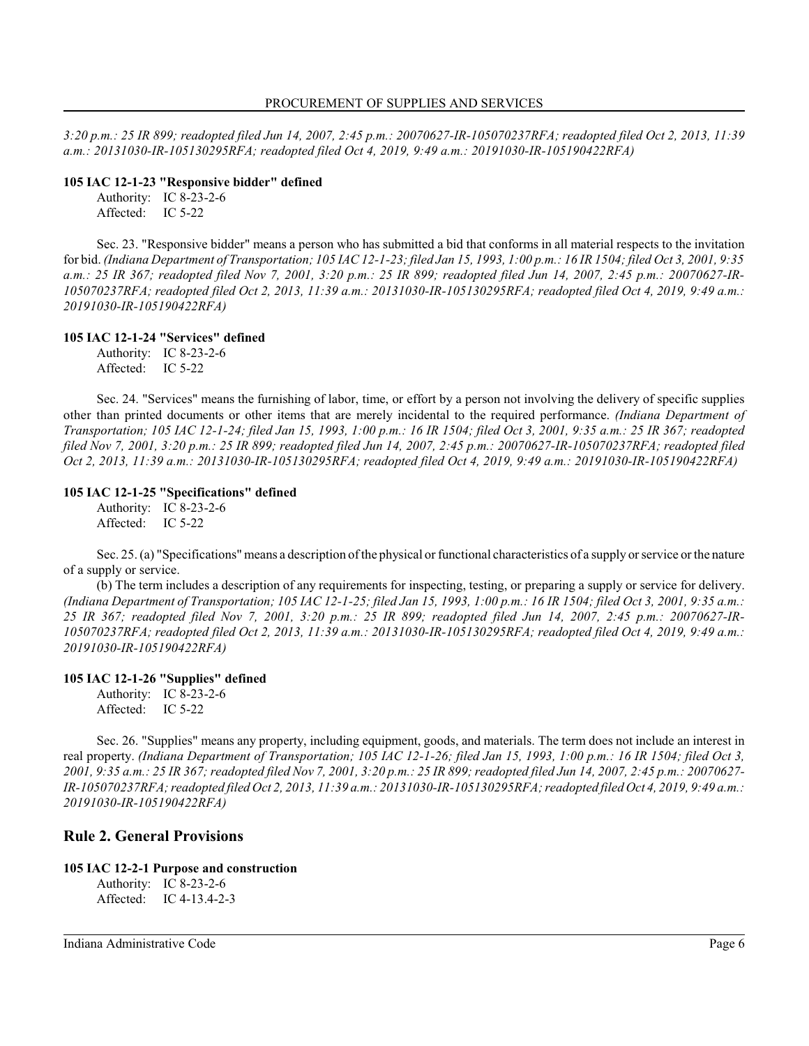*3:20 p.m.: 25 IR 899; readopted filed Jun 14, 2007, 2:45 p.m.: 20070627-IR-105070237RFA; readopted filed Oct 2, 2013, 11:39 a.m.: 20131030-IR-105130295RFA; readopted filed Oct 4, 2019, 9:49 a.m.: 20191030-IR-105190422RFA)*

**105 IAC 12-1-23 "Responsive bidder" defined**

Authority: IC 8-23-2-6
Affected: IC 5-22

Sec. 23. "Responsive bidder" means a person who has submitted a bid that conforms in all material respects to the invitation for bid. *(Indiana Department of Transportation; 105 IAC 12-1-23; filed Jan 15, 1993, 1:00 p.m.: 16 IR 1504; filed Oct 3, 2001, 9:35 a.m.: 25 IR 367; readopted filed Nov 7, 2001, 3:20 p.m.: 25 IR 899; readopted filed Jun 14, 2007, 2:45 p.m.: 20070627-IR-105070237RFA; readopted filed Oct 2, 2013, 11:39 a.m.: 20131030-IR-105130295RFA; readopted filed Oct 4, 2019, 9:49 a.m.: 20191030-IR-105190422RFA)*

**105 IAC 12-1-24 "Services" defined**

Authority: IC 8-23-2-6
Affected: IC 5-22

Sec. 24. "Services" means the furnishing of labor, time, or effort by a person not involving the delivery of specific supplies other than printed documents or other items that are merely incidental to the required performance. *(Indiana Department of Transportation; 105 IAC 12-1-24; filed Jan 15, 1993, 1:00 p.m.: 16 IR 1504; filed Oct 3, 2001, 9:35 a.m.: 25 IR 367; readopted filed Nov 7, 2001, 3:20 p.m.: 25 IR 899; readopted filed Jun 14, 2007, 2:45 p.m.: 20070627-IR-105070237RFA; readopted filed Oct 2, 2013, 11:39 a.m.: 20131030-IR-105130295RFA; readopted filed Oct 4, 2019, 9:49 a.m.: 20191030-IR-105190422RFA)*

**105 IAC 12-1-25 "Specifications" defined**

Authority: IC 8-23-2-6
Affected: IC 5-22

Sec. 25. (a) "Specifications" means a description of the physical or functional characteristics of a supply or service or the nature of a supply or service.

(b) The term includes a description of any requirements for inspecting, testing, or preparing a supply or service for delivery. *(Indiana Department of Transportation; 105 IAC 12-1-25; filed Jan 15, 1993, 1:00 p.m.: 16 IR 1504; filed Oct 3, 2001, 9:35 a.m.: 25 IR 367; readopted filed Nov 7, 2001, 3:20 p.m.: 25 IR 899; readopted filed Jun 14, 2007, 2:45 p.m.: 20070627-IR-105070237RFA; readopted filed Oct 2, 2013, 11:39 a.m.: 20131030-IR-105130295RFA; readopted filed Oct 4, 2019, 9:49 a.m.: 20191030-IR-105190422RFA)*

**105 IAC 12-1-26 "Supplies" defined**

Authority: IC 8-23-2-6
Affected: IC 5-22

Sec. 26. "Supplies" means any property, including equipment, goods, and materials. The term does not include an interest in real property. *(Indiana Department of Transportation; 105 IAC 12-1-26; filed Jan 15, 1993, 1:00 p.m.: 16 IR 1504; filed Oct 3, 2001, 9:35 a.m.: 25 IR 367; readopted filed Nov 7, 2001, 3:20 p.m.: 25 IR 899; readopted filed Jun 14, 2007, 2:45 p.m.: 20070627-IR-105070237RFA; readopted filed Oct 2, 2013, 11:39 a.m.: 20131030-IR-105130295RFA; readopted filed Oct 4, 2019, 9:49 a.m.: 20191030-IR-105190422RFA)*

## Rule 2. General Provisions

**105 IAC 12-2-1 Purpose and construction**

Authority: IC 8-23-2-6
Affected: IC 4-13.4-2-3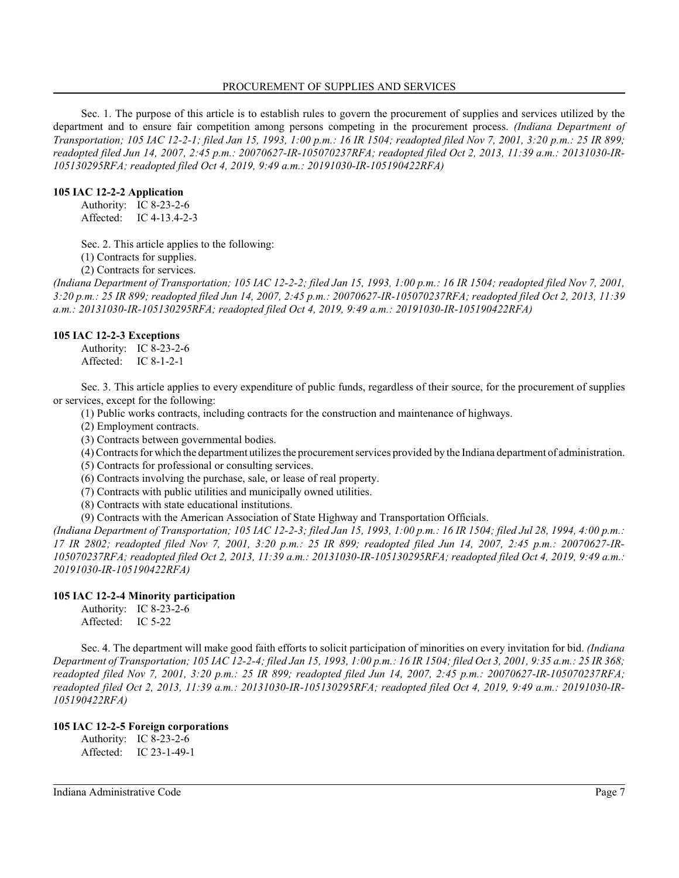Sec. 1. The purpose of this article is to establish rules to govern the procurement of supplies and services utilized by the department and to ensure fair competition among persons competing in the procurement process. *(Indiana Department of Transportation; 105 IAC 12-2-1; filed Jan 15, 1993, 1:00 p.m.: 16 IR 1504; readopted filed Nov 7, 2001, 3:20 p.m.: 25 IR 899; readopted filed Jun 14, 2007, 2:45 p.m.: 20070627-IR-105070237RFA; readopted filed Oct 2, 2013, 11:39 a.m.: 20131030-IR-105130295RFA; readopted filed Oct 4, 2019, 9:49 a.m.: 20191030-IR-105190422RFA)*

### 105 IAC 12-2-2 Application

Authority: IC 8-23-2-6
Affected: IC 4-13.4-2-3

Sec. 2. This article applies to the following:

(1) Contracts for supplies.
(2) Contracts for services.

*(Indiana Department of Transportation; 105 IAC 12-2-2; filed Jan 15, 1993, 1:00 p.m.: 16 IR 1504; readopted filed Nov 7, 2001, 3:20 p.m.: 25 IR 899; readopted filed Jun 14, 2007, 2:45 p.m.: 20070627-IR-105070237RFA; readopted filed Oct 2, 2013, 11:39 a.m.: 20131030-IR-105130295RFA; readopted filed Oct 4, 2019, 9:49 a.m.: 20191030-IR-105190422RFA)*

### 105 IAC 12-2-3 Exceptions

Authority: IC 8-23-2-6
Affected: IC 8-1-2-1

Sec. 3. This article applies to every expenditure of public funds, regardless of their source, for the procurement of supplies or services, except for the following:

(1) Public works contracts, including contracts for the construction and maintenance of highways.
(2) Employment contracts.
(3) Contracts between governmental bodies.
(4) Contracts for which the department utilizes the procurement services provided by the Indiana department of administration.
(5) Contracts for professional or consulting services.
(6) Contracts involving the purchase, sale, or lease of real property.
(7) Contracts with public utilities and municipally owned utilities.
(8) Contracts with state educational institutions.
(9) Contracts with the American Association of State Highway and Transportation Officials.

*(Indiana Department of Transportation; 105 IAC 12-2-3; filed Jan 15, 1993, 1:00 p.m.: 16 IR 1504; filed Jul 28, 1994, 4:00 p.m.: 17 IR 2802; readopted filed Nov 7, 2001, 3:20 p.m.: 25 IR 899; readopted filed Jun 14, 2007, 2:45 p.m.: 20070627-IR-105070237RFA; readopted filed Oct 2, 2013, 11:39 a.m.: 20131030-IR-105130295RFA; readopted filed Oct 4, 2019, 9:49 a.m.: 20191030-IR-105190422RFA)*

### 105 IAC 12-2-4 Minority participation

Authority: IC 8-23-2-6
Affected: IC 5-22

Sec. 4. The department will make good faith efforts to solicit participation of minorities on every invitation for bid. *(Indiana Department of Transportation; 105 IAC 12-2-4; filed Jan 15, 1993, 1:00 p.m.: 16 IR 1504; filed Oct 3, 2001, 9:35 a.m.: 25 IR 368; readopted filed Nov 7, 2001, 3:20 p.m.: 25 IR 899; readopted filed Jun 14, 2007, 2:45 p.m.: 20070627-IR-105070237RFA; readopted filed Oct 2, 2013, 11:39 a.m.: 20131030-IR-105130295RFA; readopted filed Oct 4, 2019, 9:49 a.m.: 20191030-IR-105190422RFA)*

### 105 IAC 12-2-5 Foreign corporations

Authority: IC 8-23-2-6
Affected: IC 23-1-49-1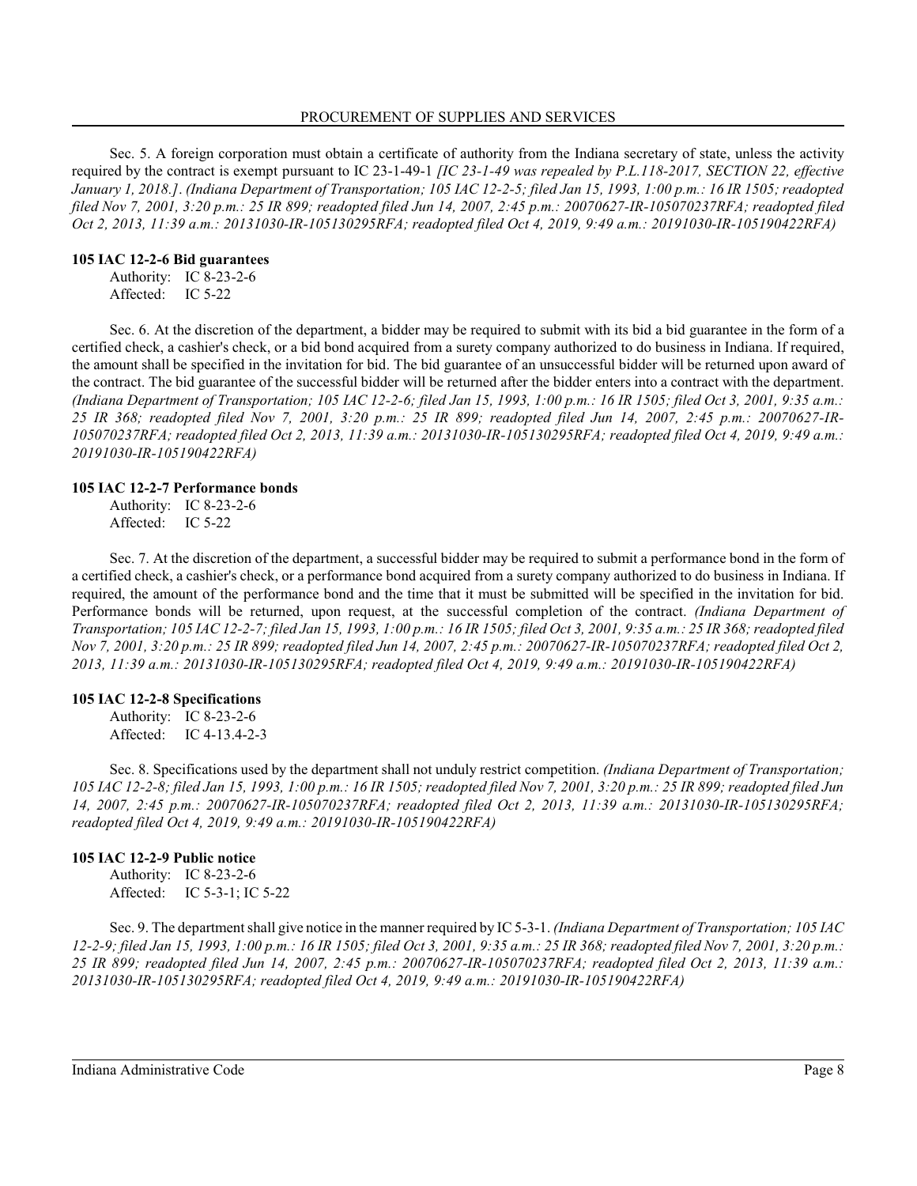Sec. 5. A foreign corporation must obtain a certificate of authority from the Indiana secretary of state, unless the activity required by the contract is exempt pursuant to IC 23-1-49-1 *[IC 23-1-49 was repealed by P.L.118-2017, SECTION 22, effective January 1, 2018.]*. *(Indiana Department of Transportation; 105 IAC 12-2-5; filed Jan 15, 1993, 1:00 p.m.: 16 IR 1505; readopted filed Nov 7, 2001, 3:20 p.m.: 25 IR 899; readopted filed Jun 14, 2007, 2:45 p.m.: 20070627-IR-105070237RFA; readopted filed Oct 2, 2013, 11:39 a.m.: 20131030-IR-105130295RFA; readopted filed Oct 4, 2019, 9:49 a.m.: 20191030-IR-105190422RFA)*

**105 IAC 12-2-6 Bid guarantees**

Authority: IC 8-23-2-6
Affected: IC 5-22

Sec. 6. At the discretion of the department, a bidder may be required to submit with its bid a bid guarantee in the form of a certified check, a cashier's check, or a bid bond acquired from a surety company authorized to do business in Indiana. If required, the amount shall be specified in the invitation for bid. The bid guarantee of an unsuccessful bidder will be returned upon award of the contract. The bid guarantee of the successful bidder will be returned after the bidder enters into a contract with the department. *(Indiana Department of Transportation; 105 IAC 12-2-6; filed Jan 15, 1993, 1:00 p.m.: 16 IR 1505; filed Oct 3, 2001, 9:35 a.m.: 25 IR 368; readopted filed Nov 7, 2001, 3:20 p.m.: 25 IR 899; readopted filed Jun 14, 2007, 2:45 p.m.: 20070627-IR-105070237RFA; readopted filed Oct 2, 2013, 11:39 a.m.: 20131030-IR-105130295RFA; readopted filed Oct 4, 2019, 9:49 a.m.: 20191030-IR-105190422RFA)*

**105 IAC 12-2-7 Performance bonds**

Authority: IC 8-23-2-6
Affected: IC 5-22

Sec. 7. At the discretion of the department, a successful bidder may be required to submit a performance bond in the form of a certified check, a cashier's check, or a performance bond acquired from a surety company authorized to do business in Indiana. If required, the amount of the performance bond and the time that it must be submitted will be specified in the invitation for bid. Performance bonds will be returned, upon request, at the successful completion of the contract. *(Indiana Department of Transportation; 105 IAC 12-2-7; filed Jan 15, 1993, 1:00 p.m.: 16 IR 1505; filed Oct 3, 2001, 9:35 a.m.: 25 IR 368; readopted filed Nov 7, 2001, 3:20 p.m.: 25 IR 899; readopted filed Jun 14, 2007, 2:45 p.m.: 20070627-IR-105070237RFA; readopted filed Oct 2, 2013, 11:39 a.m.: 20131030-IR-105130295RFA; readopted filed Oct 4, 2019, 9:49 a.m.: 20191030-IR-105190422RFA)*

**105 IAC 12-2-8 Specifications**

Authority: IC 8-23-2-6
Affected: IC 4-13.4-2-3

Sec. 8. Specifications used by the department shall not unduly restrict competition. *(Indiana Department of Transportation; 105 IAC 12-2-8; filed Jan 15, 1993, 1:00 p.m.: 16 IR 1505; readopted filed Nov 7, 2001, 3:20 p.m.: 25 IR 899; readopted filed Jun 14, 2007, 2:45 p.m.: 20070627-IR-105070237RFA; readopted filed Oct 2, 2013, 11:39 a.m.: 20131030-IR-105130295RFA; readopted filed Oct 4, 2019, 9:49 a.m.: 20191030-IR-105190422RFA)*

**105 IAC 12-2-9 Public notice**

Authority: IC 8-23-2-6
Affected: IC 5-3-1; IC 5-22

Sec. 9. The department shall give notice in the manner required by IC 5-3-1. *(Indiana Department of Transportation; 105 IAC 12-2-9; filed Jan 15, 1993, 1:00 p.m.: 16 IR 1505; filed Oct 3, 2001, 9:35 a.m.: 25 IR 368; readopted filed Nov 7, 2001, 3:20 p.m.: 25 IR 899; readopted filed Jun 14, 2007, 2:45 p.m.: 20070627-IR-105070237RFA; readopted filed Oct 2, 2013, 11:39 a.m.: 20131030-IR-105130295RFA; readopted filed Oct 4, 2019, 9:49 a.m.: 20191030-IR-105190422RFA)*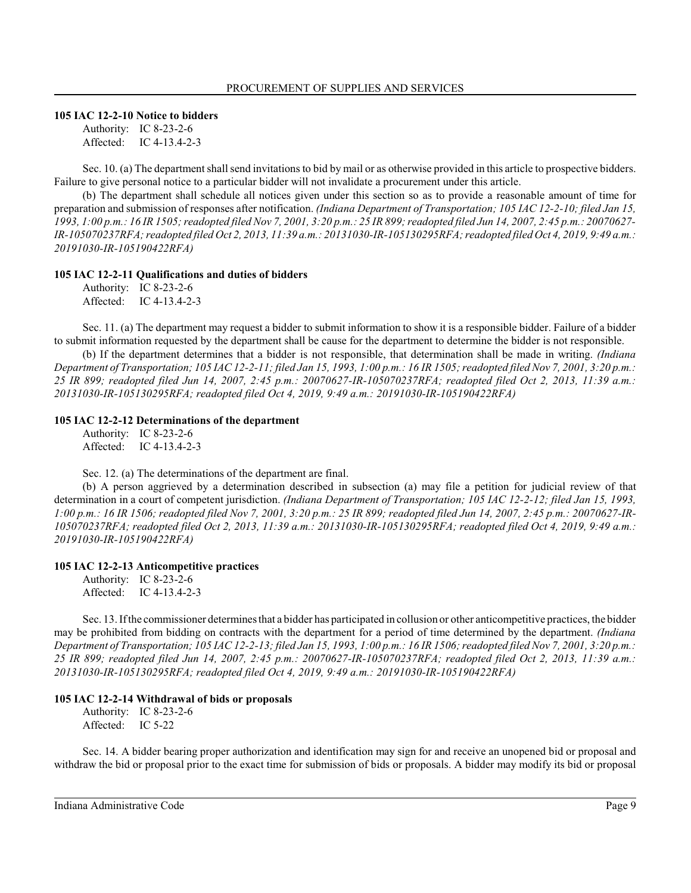**105 IAC 12-2-10 Notice to bidders**

Authority: IC 8-23-2-6
Affected: IC 4-13.4-2-3

Sec. 10. (a) The department shall send invitations to bid by mail or as otherwise provided in this article to prospective bidders. Failure to give personal notice to a particular bidder will not invalidate a procurement under this article.

(b) The department shall schedule all notices given under this section so as to provide a reasonable amount of time for preparation and submission of responses after notification. *(Indiana Department of Transportation; 105 IAC 12-2-10; filed Jan 15, 1993, 1:00 p.m.: 16 IR 1505; readopted filed Nov 7, 2001, 3:20 p.m.: 25 IR 899; readopted filed Jun 14, 2007, 2:45 p.m.: 20070627-IR-105070237RFA; readopted filed Oct 2, 2013, 11:39 a.m.: 20131030-IR-105130295RFA; readopted filed Oct 4, 2019, 9:49 a.m.: 20191030-IR-105190422RFA)*

**105 IAC 12-2-11 Qualifications and duties of bidders**

Authority: IC 8-23-2-6
Affected: IC 4-13.4-2-3

Sec. 11. (a) The department may request a bidder to submit information to show it is a responsible bidder. Failure of a bidder to submit information requested by the department shall be cause for the department to determine the bidder is not responsible.

(b) If the department determines that a bidder is not responsible, that determination shall be made in writing. *(Indiana Department of Transportation; 105 IAC 12-2-11; filed Jan 15, 1993, 1:00 p.m.: 16 IR 1505; readopted filed Nov 7, 2001, 3:20 p.m.: 25 IR 899; readopted filed Jun 14, 2007, 2:45 p.m.: 20070627-IR-105070237RFA; readopted filed Oct 2, 2013, 11:39 a.m.: 20131030-IR-105130295RFA; readopted filed Oct 4, 2019, 9:49 a.m.: 20191030-IR-105190422RFA)*

**105 IAC 12-2-12 Determinations of the department**

Authority: IC 8-23-2-6
Affected: IC 4-13.4-2-3

Sec. 12. (a) The determinations of the department are final.

(b) A person aggrieved by a determination described in subsection (a) may file a petition for judicial review of that determination in a court of competent jurisdiction. *(Indiana Department of Transportation; 105 IAC 12-2-12; filed Jan 15, 1993, 1:00 p.m.: 16 IR 1506; readopted filed Nov 7, 2001, 3:20 p.m.: 25 IR 899; readopted filed Jun 14, 2007, 2:45 p.m.: 20070627-IR-105070237RFA; readopted filed Oct 2, 2013, 11:39 a.m.: 20131030-IR-105130295RFA; readopted filed Oct 4, 2019, 9:49 a.m.: 20191030-IR-105190422RFA)*

**105 IAC 12-2-13 Anticompetitive practices**

Authority: IC 8-23-2-6
Affected: IC 4-13.4-2-3

Sec. 13. If the commissioner determines that a bidder has participated in collusion or other anticompetitive practices, the bidder may be prohibited from bidding on contracts with the department for a period of time determined by the department. *(Indiana Department of Transportation; 105 IAC 12-2-13; filed Jan 15, 1993, 1:00 p.m.: 16 IR 1506; readopted filed Nov 7, 2001, 3:20 p.m.: 25 IR 899; readopted filed Jun 14, 2007, 2:45 p.m.: 20070627-IR-105070237RFA; readopted filed Oct 2, 2013, 11:39 a.m.: 20131030-IR-105130295RFA; readopted filed Oct 4, 2019, 9:49 a.m.: 20191030-IR-105190422RFA)*

**105 IAC 12-2-14 Withdrawal of bids or proposals**

Authority: IC 8-23-2-6
Affected: IC 5-22

Sec. 14. A bidder bearing proper authorization and identification may sign for and receive an unopened bid or proposal and withdraw the bid or proposal prior to the exact time for submission of bids or proposals. A bidder may modify its bid or proposal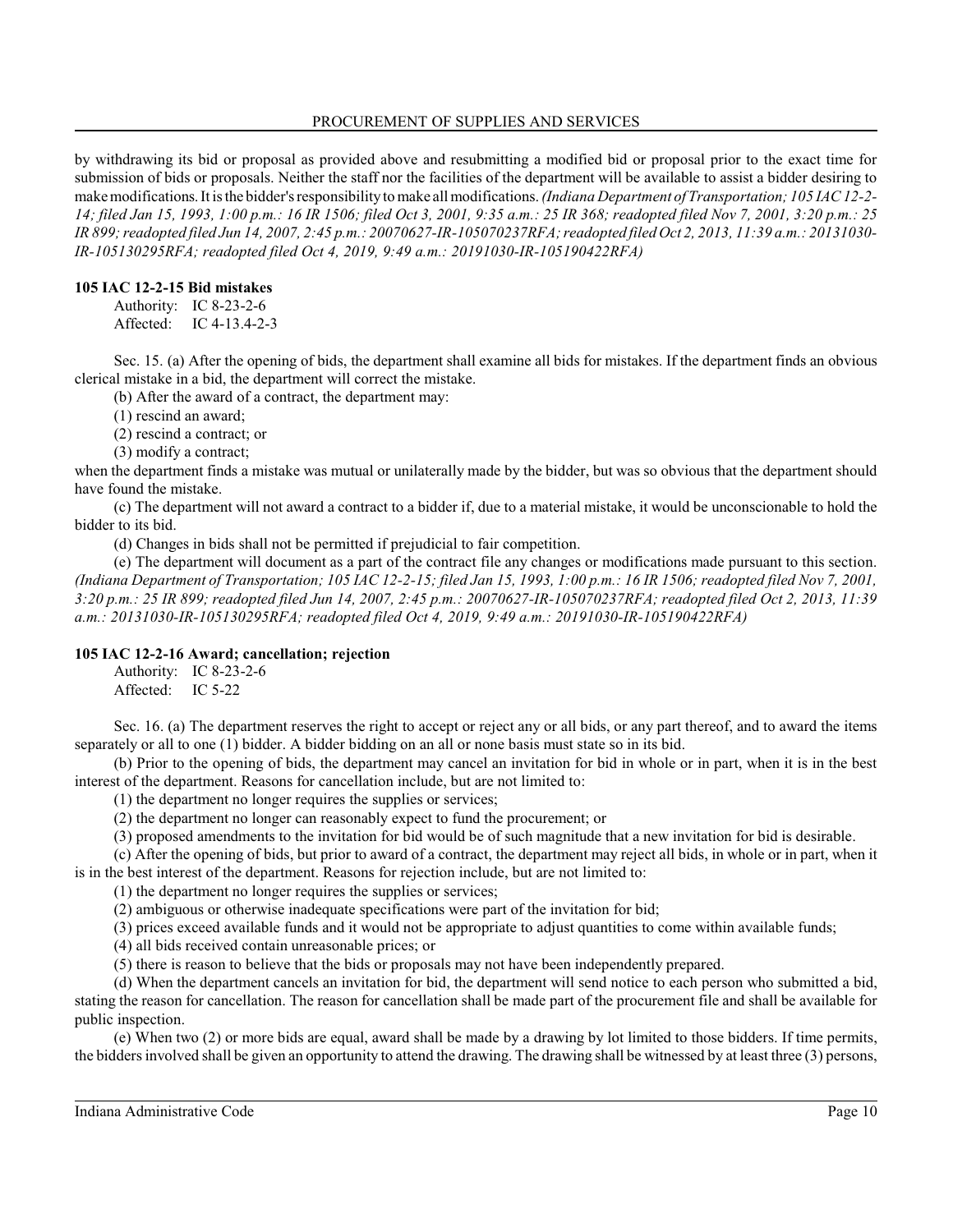by withdrawing its bid or proposal as provided above and resubmitting a modified bid or proposal prior to the exact time for submission of bids or proposals. Neither the staff nor the facilities of the department will be available to assist a bidder desiring to make modifications. It is the bidder's responsibility to make all modifications. *(Indiana Department of Transportation; 105 IAC 12-2-14; filed Jan 15, 1993, 1:00 p.m.: 16 IR 1506; filed Oct 3, 2001, 9:35 a.m.: 25 IR 368; readopted filed Nov 7, 2001, 3:20 p.m.: 25 IR 899; readopted filed Jun 14, 2007, 2:45 p.m.: 20070627-IR-105070237RFA; readopted filed Oct 2, 2013, 11:39 a.m.: 20131030-IR-105130295RFA; readopted filed Oct 4, 2019, 9:49 a.m.: 20191030-IR-105190422RFA)*

**105 IAC 12-2-15 Bid mistakes**

Authority: IC 8-23-2-6
Affected: IC 4-13.4-2-3

Sec. 15. (a) After the opening of bids, the department shall examine all bids for mistakes. If the department finds an obvious clerical mistake in a bid, the department will correct the mistake.

(b) After the award of a contract, the department may:

(1) rescind an award;

(2) rescind a contract; or

(3) modify a contract;

when the department finds a mistake was mutual or unilaterally made by the bidder, but was so obvious that the department should have found the mistake.

(c) The department will not award a contract to a bidder if, due to a material mistake, it would be unconscionable to hold the bidder to its bid.

(d) Changes in bids shall not be permitted if prejudicial to fair competition.

(e) The department will document as a part of the contract file any changes or modifications made pursuant to this section. *(Indiana Department of Transportation; 105 IAC 12-2-15; filed Jan 15, 1993, 1:00 p.m.: 16 IR 1506; readopted filed Nov 7, 2001, 3:20 p.m.: 25 IR 899; readopted filed Jun 14, 2007, 2:45 p.m.: 20070627-IR-105070237RFA; readopted filed Oct 2, 2013, 11:39 a.m.: 20131030-IR-105130295RFA; readopted filed Oct 4, 2019, 9:49 a.m.: 20191030-IR-105190422RFA)*

**105 IAC 12-2-16 Award; cancellation; rejection**

Authority: IC 8-23-2-6
Affected: IC 5-22

Sec. 16. (a) The department reserves the right to accept or reject any or all bids, or any part thereof, and to award the items separately or all to one (1) bidder. A bidder bidding on an all or none basis must state so in its bid.

(b) Prior to the opening of bids, the department may cancel an invitation for bid in whole or in part, when it is in the best interest of the department. Reasons for cancellation include, but are not limited to:

(1) the department no longer requires the supplies or services;

(2) the department no longer can reasonably expect to fund the procurement; or

(3) proposed amendments to the invitation for bid would be of such magnitude that a new invitation for bid is desirable.

(c) After the opening of bids, but prior to award of a contract, the department may reject all bids, in whole or in part, when it is in the best interest of the department. Reasons for rejection include, but are not limited to:

(1) the department no longer requires the supplies or services;

(2) ambiguous or otherwise inadequate specifications were part of the invitation for bid;

(3) prices exceed available funds and it would not be appropriate to adjust quantities to come within available funds;

(4) all bids received contain unreasonable prices; or

(5) there is reason to believe that the bids or proposals may not have been independently prepared.

(d) When the department cancels an invitation for bid, the department will send notice to each person who submitted a bid, stating the reason for cancellation. The reason for cancellation shall be made part of the procurement file and shall be available for public inspection.

(e) When two (2) or more bids are equal, award shall be made by a drawing by lot limited to those bidders. If time permits, the bidders involved shall be given an opportunity to attend the drawing. The drawing shall be witnessed by at least three (3) persons,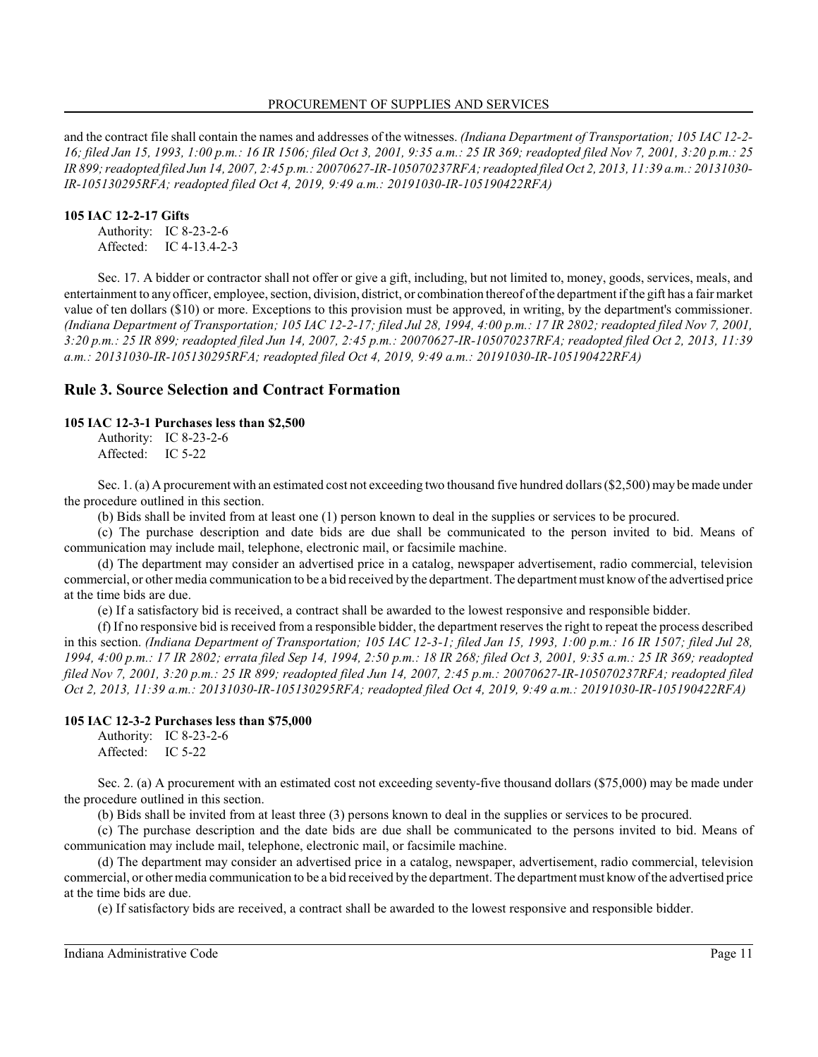and the contract file shall contain the names and addresses of the witnesses. *(Indiana Department of Transportation; 105 IAC 12-2-16; filed Jan 15, 1993, 1:00 p.m.: 16 IR 1506; filed Oct 3, 2001, 9:35 a.m.: 25 IR 369; readopted filed Nov 7, 2001, 3:20 p.m.: 25 IR 899; readopted filed Jun 14, 2007, 2:45 p.m.: 20070627-IR-105070237RFA; readopted filed Oct 2, 2013, 11:39 a.m.: 20131030-IR-105130295RFA; readopted filed Oct 4, 2019, 9:49 a.m.: 20191030-IR-105190422RFA)*

**105 IAC 12-2-17 Gifts**

Authority: IC 8-23-2-6
Affected: IC 4-13.4-2-3

Sec. 17. A bidder or contractor shall not offer or give a gift, including, but not limited to, money, goods, services, meals, and entertainment to any officer, employee, section, division, district, or combination thereof of the department if the gift has a fair market value of ten dollars ($10) or more. Exceptions to this provision must be approved, in writing, by the department's commissioner. *(Indiana Department of Transportation; 105 IAC 12-2-17; filed Jul 28, 1994, 4:00 p.m.: 17 IR 2802; readopted filed Nov 7, 2001, 3:20 p.m.: 25 IR 899; readopted filed Jun 14, 2007, 2:45 p.m.: 20070627-IR-105070237RFA; readopted filed Oct 2, 2013, 11:39 a.m.: 20131030-IR-105130295RFA; readopted filed Oct 4, 2019, 9:49 a.m.: 20191030-IR-105190422RFA)*

## Rule 3. Source Selection and Contract Formation

**105 IAC 12-3-1 Purchases less than $2,500**

Authority: IC 8-23-2-6
Affected: IC 5-22

Sec. 1. (a) A procurement with an estimated cost not exceeding two thousand five hundred dollars ($2,500) may be made under the procedure outlined in this section.

(b) Bids shall be invited from at least one (1) person known to deal in the supplies or services to be procured.

(c) The purchase description and date bids are due shall be communicated to the person invited to bid. Means of communication may include mail, telephone, electronic mail, or facsimile machine.

(d) The department may consider an advertised price in a catalog, newspaper advertisement, radio commercial, television commercial, or other media communication to be a bid received by the department. The department must know of the advertised price at the time bids are due.

(e) If a satisfactory bid is received, a contract shall be awarded to the lowest responsive and responsible bidder.

(f) If no responsive bid is received from a responsible bidder, the department reserves the right to repeat the process described in this section. *(Indiana Department of Transportation; 105 IAC 12-3-1; filed Jan 15, 1993, 1:00 p.m.: 16 IR 1507; filed Jul 28, 1994, 4:00 p.m.: 17 IR 2802; errata filed Sep 14, 1994, 2:50 p.m.: 18 IR 268; filed Oct 3, 2001, 9:35 a.m.: 25 IR 369; readopted filed Nov 7, 2001, 3:20 p.m.: 25 IR 899; readopted filed Jun 14, 2007, 2:45 p.m.: 20070627-IR-105070237RFA; readopted filed Oct 2, 2013, 11:39 a.m.: 20131030-IR-105130295RFA; readopted filed Oct 4, 2019, 9:49 a.m.: 20191030-IR-105190422RFA)*

**105 IAC 12-3-2 Purchases less than $75,000**

Authority: IC 8-23-2-6
Affected: IC 5-22

Sec. 2. (a) A procurement with an estimated cost not exceeding seventy-five thousand dollars ($75,000) may be made under the procedure outlined in this section.

(b) Bids shall be invited from at least three (3) persons known to deal in the supplies or services to be procured.

(c) The purchase description and the date bids are due shall be communicated to the persons invited to bid. Means of communication may include mail, telephone, electronic mail, or facsimile machine.

(d) The department may consider an advertised price in a catalog, newspaper, advertisement, radio commercial, television commercial, or other media communication to be a bid received by the department. The department must know of the advertised price at the time bids are due.

(e) If satisfactory bids are received, a contract shall be awarded to the lowest responsive and responsible bidder.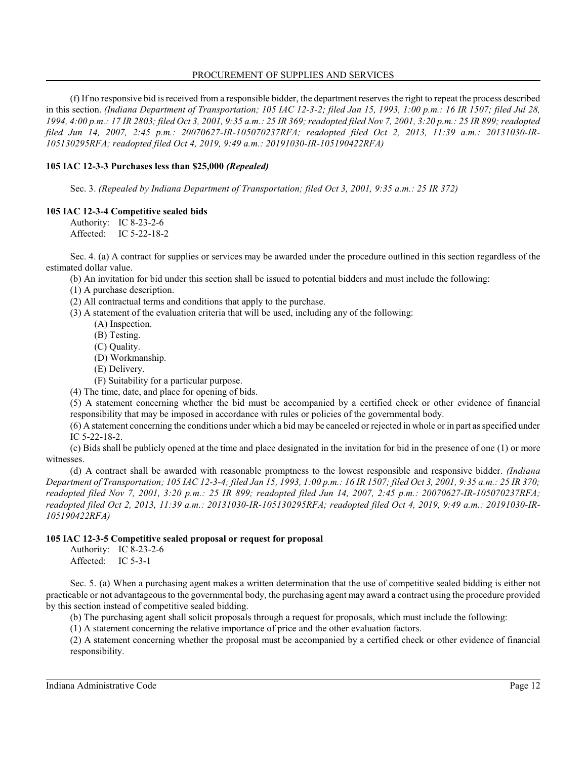(f) If no responsive bid is received from a responsible bidder, the department reserves the right to repeat the process described in this section. *(Indiana Department of Transportation; 105 IAC 12-3-2; filed Jan 15, 1993, 1:00 p.m.: 16 IR 1507; filed Jul 28, 1994, 4:00 p.m.: 17 IR 2803; filed Oct 3, 2001, 9:35 a.m.: 25 IR 369; readopted filed Nov 7, 2001, 3:20 p.m.: 25 IR 899; readopted filed Jun 14, 2007, 2:45 p.m.: 20070627-IR-105070237RFA; readopted filed Oct 2, 2013, 11:39 a.m.: 20131030-IR-105130295RFA; readopted filed Oct 4, 2019, 9:49 a.m.: 20191030-IR-105190422RFA)*

**105 IAC 12-3-3 Purchases less than $25,000 *(Repealed)***

Sec. 3. *(Repealed by Indiana Department of Transportation; filed Oct 3, 2001, 9:35 a.m.: 25 IR 372)*

**105 IAC 12-3-4 Competitive sealed bids**

Authority: IC 8-23-2-6
Affected: IC 5-22-18-2

Sec. 4. (a) A contract for supplies or services may be awarded under the procedure outlined in this section regardless of the estimated dollar value.

(b) An invitation for bid under this section shall be issued to potential bidders and must include the following:

(1) A purchase description.

(2) All contractual terms and conditions that apply to the purchase.

(3) A statement of the evaluation criteria that will be used, including any of the following:

(A) Inspection.

(B) Testing.

(C) Quality.

(D) Workmanship.

(E) Delivery.

(F) Suitability for a particular purpose.

(4) The time, date, and place for opening of bids.

(5) A statement concerning whether the bid must be accompanied by a certified check or other evidence of financial responsibility that may be imposed in accordance with rules or policies of the governmental body.

(6) A statement concerning the conditions under which a bid may be canceled or rejected in whole or in part as specified under IC 5-22-18-2.

(c) Bids shall be publicly opened at the time and place designated in the invitation for bid in the presence of one (1) or more witnesses.

(d) A contract shall be awarded with reasonable promptness to the lowest responsible and responsive bidder. *(Indiana Department of Transportation; 105 IAC 12-3-4; filed Jan 15, 1993, 1:00 p.m.: 16 IR 1507; filed Oct 3, 2001, 9:35 a.m.: 25 IR 370; readopted filed Nov 7, 2001, 3:20 p.m.: 25 IR 899; readopted filed Jun 14, 2007, 2:45 p.m.: 20070627-IR-105070237RFA; readopted filed Oct 2, 2013, 11:39 a.m.: 20131030-IR-105130295RFA; readopted filed Oct 4, 2019, 9:49 a.m.: 20191030-IR-105190422RFA)*

**105 IAC 12-3-5 Competitive sealed proposal or request for proposal**

Authority: IC 8-23-2-6
Affected: IC 5-3-1

Sec. 5. (a) When a purchasing agent makes a written determination that the use of competitive sealed bidding is either not practicable or not advantageous to the governmental body, the purchasing agent may award a contract using the procedure provided by this section instead of competitive sealed bidding.

(b) The purchasing agent shall solicit proposals through a request for proposals, which must include the following:

(1) A statement concerning the relative importance of price and the other evaluation factors.

(2) A statement concerning whether the proposal must be accompanied by a certified check or other evidence of financial responsibility.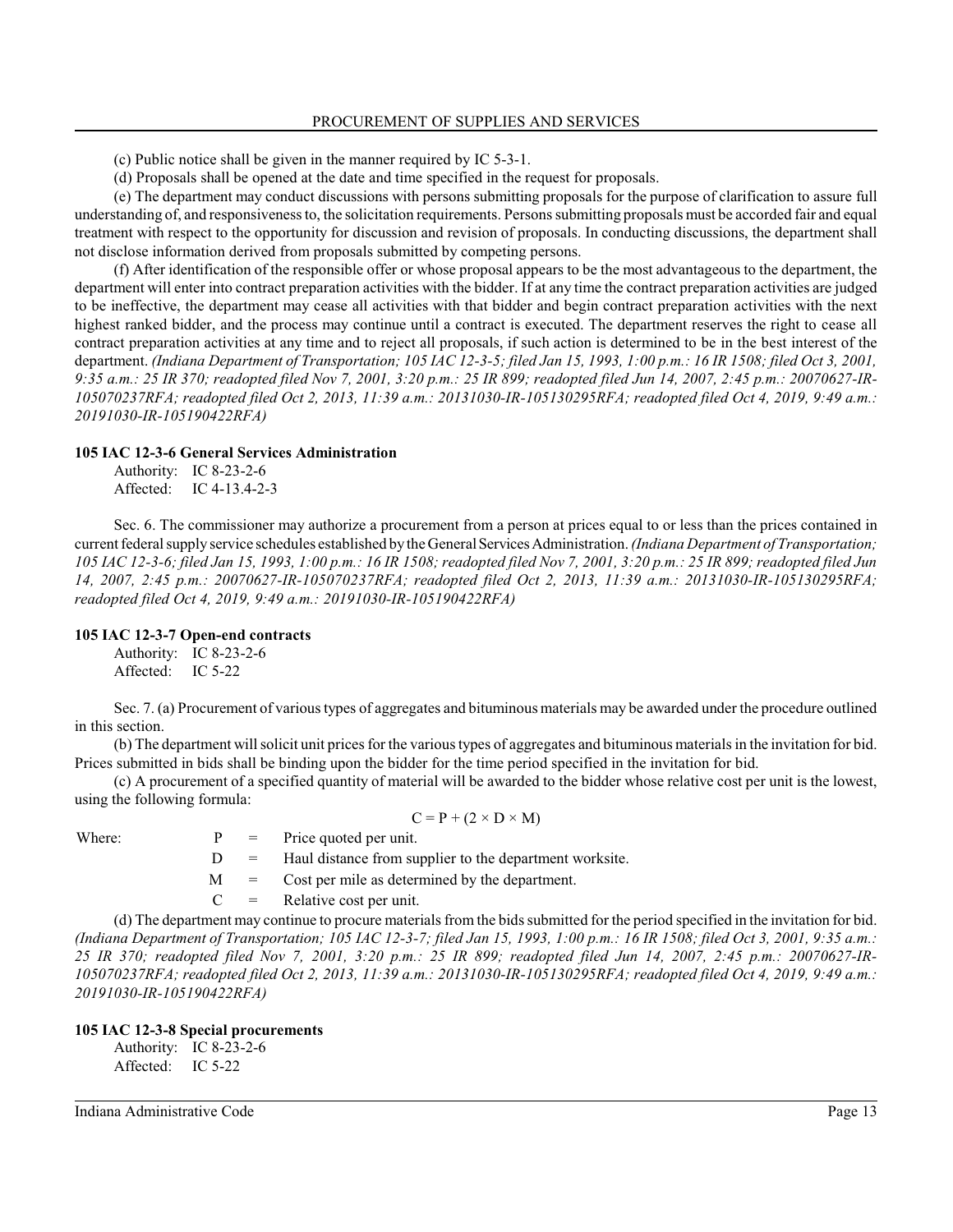(c) Public notice shall be given in the manner required by IC 5-3-1.

(d) Proposals shall be opened at the date and time specified in the request for proposals.

(e) The department may conduct discussions with persons submitting proposals for the purpose of clarification to assure full understanding of, and responsiveness to, the solicitation requirements. Persons submitting proposals must be accorded fair and equal treatment with respect to the opportunity for discussion and revision of proposals. In conducting discussions, the department shall not disclose information derived from proposals submitted by competing persons.

(f) After identification of the responsible offer or whose proposal appears to be the most advantageous to the department, the department will enter into contract preparation activities with the bidder. If at any time the contract preparation activities are judged to be ineffective, the department may cease all activities with that bidder and begin contract preparation activities with the next highest ranked bidder, and the process may continue until a contract is executed. The department reserves the right to cease all contract preparation activities at any time and to reject all proposals, if such action is determined to be in the best interest of the department. *(Indiana Department of Transportation; 105 IAC 12-3-5; filed Jan 15, 1993, 1:00 p.m.: 16 IR 1508; filed Oct 3, 2001, 9:35 a.m.: 25 IR 370; readopted filed Nov 7, 2001, 3:20 p.m.: 25 IR 899; readopted filed Jun 14, 2007, 2:45 p.m.: 20070627-IR-105070237RFA; readopted filed Oct 2, 2013, 11:39 a.m.: 20131030-IR-105130295RFA; readopted filed Oct 4, 2019, 9:49 a.m.: 20191030-IR-105190422RFA)*

### 105 IAC 12-3-6 General Services Administration

Authority: IC 8-23-2-6
Affected: IC 4-13.4-2-3

Sec. 6. The commissioner may authorize a procurement from a person at prices equal to or less than the prices contained in current federal supply service schedules established by the General Services Administration. *(Indiana Department of Transportation; 105 IAC 12-3-6; filed Jan 15, 1993, 1:00 p.m.: 16 IR 1508; readopted filed Nov 7, 2001, 3:20 p.m.: 25 IR 899; readopted filed Jun 14, 2007, 2:45 p.m.: 20070627-IR-105070237RFA; readopted filed Oct 2, 2013, 11:39 a.m.: 20131030-IR-105130295RFA; readopted filed Oct 4, 2019, 9:49 a.m.: 20191030-IR-105190422RFA)*

### 105 IAC 12-3-7 Open-end contracts

Authority: IC 8-23-2-6
Affected: IC 5-22

Sec. 7. (a) Procurement of various types of aggregates and bituminous materials may be awarded under the procedure outlined in this section.

(b) The department will solicit unit prices for the various types of aggregates and bituminous materials in the invitation for bid. Prices submitted in bids shall be binding upon the bidder for the time period specified in the invitation for bid.

(c) A procurement of a specified quantity of material will be awarded to the bidder whose relative cost per unit is the lowest, using the following formula:

$$C = P + (2 \times D \times M)$$

Where:

- $P$ = Price quoted per unit.
- $D$ = Haul distance from supplier to the department worksite.
- $M$ = Cost per mile as determined by the department.
- $C$ = Relative cost per unit.

(d) The department may continue to procure materials from the bids submitted for the period specified in the invitation for bid. *(Indiana Department of Transportation; 105 IAC 12-3-7; filed Jan 15, 1993, 1:00 p.m.: 16 IR 1508; filed Oct 3, 2001, 9:35 a.m.: 25 IR 370; readopted filed Nov 7, 2001, 3:20 p.m.: 25 IR 899; readopted filed Jun 14, 2007, 2:45 p.m.: 20070627-IR-105070237RFA; readopted filed Oct 2, 2013, 11:39 a.m.: 20131030-IR-105130295RFA; readopted filed Oct 4, 2019, 9:49 a.m.: 20191030-IR-105190422RFA)*

### 105 IAC 12-3-8 Special procurements

Authority: IC 8-23-2-6
Affected: IC 5-22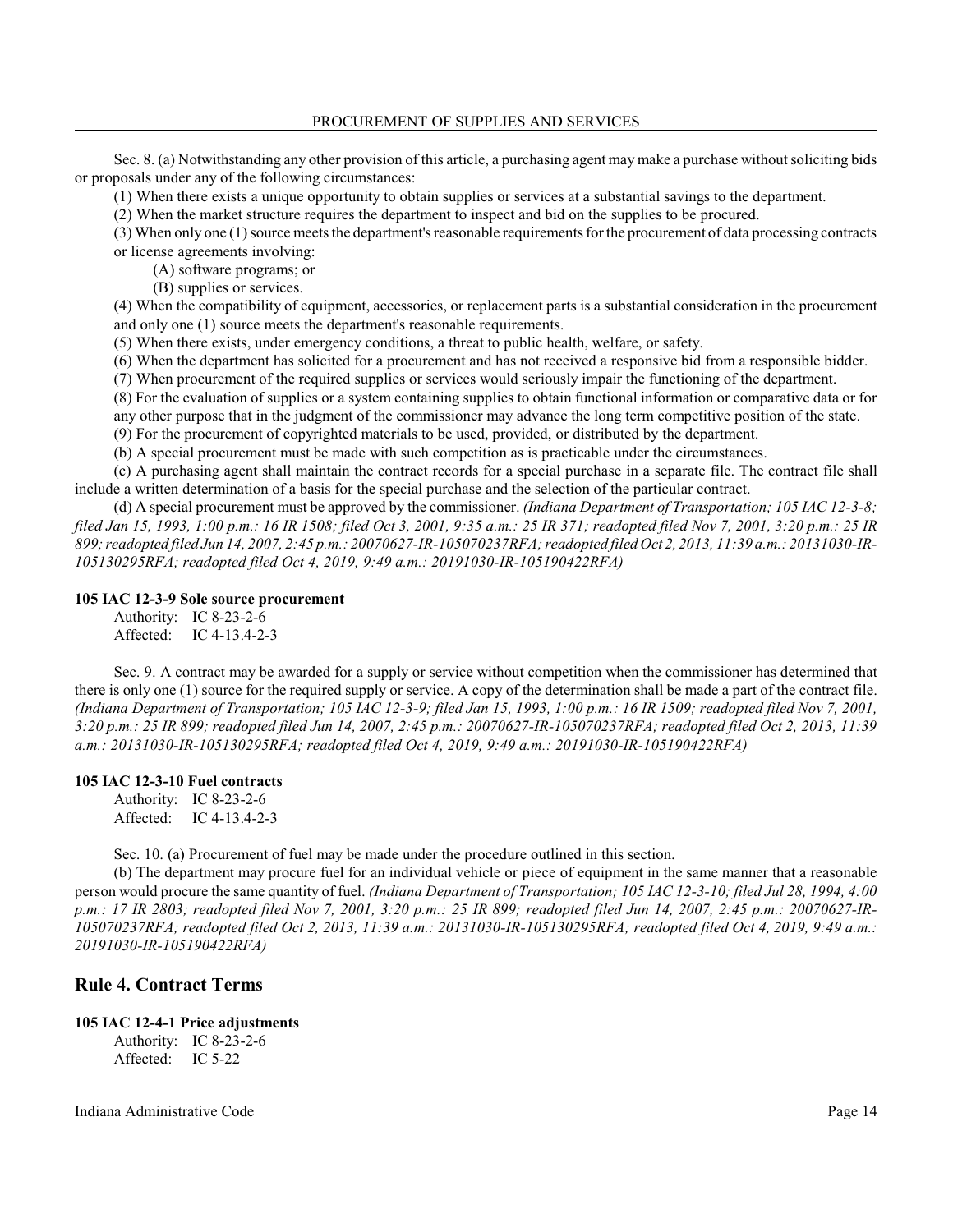Sec. 8. (a) Notwithstanding any other provision of this article, a purchasing agent may make a purchase without soliciting bids or proposals under any of the following circumstances:

(1) When there exists a unique opportunity to obtain supplies or services at a substantial savings to the department.

(2) When the market structure requires the department to inspect and bid on the supplies to be procured.

(3) When only one (1) source meets the department's reasonable requirements for the procurement of data processing contracts or license agreements involving:

(A) software programs; or

(B) supplies or services.

(4) When the compatibility of equipment, accessories, or replacement parts is a substantial consideration in the procurement and only one (1) source meets the department's reasonable requirements.

(5) When there exists, under emergency conditions, a threat to public health, welfare, or safety.

(6) When the department has solicited for a procurement and has not received a responsive bid from a responsible bidder.

(7) When procurement of the required supplies or services would seriously impair the functioning of the department.

(8) For the evaluation of supplies or a system containing supplies to obtain functional information or comparative data or for any other purpose that in the judgment of the commissioner may advance the long term competitive position of the state.

(9) For the procurement of copyrighted materials to be used, provided, or distributed by the department.

(b) A special procurement must be made with such competition as is practicable under the circumstances.

(c) A purchasing agent shall maintain the contract records for a special purchase in a separate file. The contract file shall include a written determination of a basis for the special purchase and the selection of the particular contract.

(d) A special procurement must be approved by the commissioner. *(Indiana Department of Transportation; 105 IAC 12-3-8; filed Jan 15, 1993, 1:00 p.m.: 16 IR 1508; filed Oct 3, 2001, 9:35 a.m.: 25 IR 371; readopted filed Nov 7, 2001, 3:20 p.m.: 25 IR 899; readopted filed Jun 14, 2007, 2:45 p.m.: 20070627-IR-105070237RFA; readopted filed Oct 2, 2013, 11:39 a.m.: 20131030-IR-105130295RFA; readopted filed Oct 4, 2019, 9:49 a.m.: 20191030-IR-105190422RFA)*

**105 IAC 12-3-9 Sole source procurement**

Authority: IC 8-23-2-6
Affected: IC 4-13.4-2-3

Sec. 9. A contract may be awarded for a supply or service without competition when the commissioner has determined that there is only one (1) source for the required supply or service. A copy of the determination shall be made a part of the contract file. *(Indiana Department of Transportation; 105 IAC 12-3-9; filed Jan 15, 1993, 1:00 p.m.: 16 IR 1509; readopted filed Nov 7, 2001, 3:20 p.m.: 25 IR 899; readopted filed Jun 14, 2007, 2:45 p.m.: 20070627-IR-105070237RFA; readopted filed Oct 2, 2013, 11:39 a.m.: 20131030-IR-105130295RFA; readopted filed Oct 4, 2019, 9:49 a.m.: 20191030-IR-105190422RFA)*

**105 IAC 12-3-10 Fuel contracts**

Authority: IC 8-23-2-6
Affected: IC 4-13.4-2-3

Sec. 10. (a) Procurement of fuel may be made under the procedure outlined in this section.

(b) The department may procure fuel for an individual vehicle or piece of equipment in the same manner that a reasonable person would procure the same quantity of fuel. *(Indiana Department of Transportation; 105 IAC 12-3-10; filed Jul 28, 1994, 4:00 p.m.: 17 IR 2803; readopted filed Nov 7, 2001, 3:20 p.m.: 25 IR 899; readopted filed Jun 14, 2007, 2:45 p.m.: 20070627-IR-105070237RFA; readopted filed Oct 2, 2013, 11:39 a.m.: 20131030-IR-105130295RFA; readopted filed Oct 4, 2019, 9:49 a.m.: 20191030-IR-105190422RFA)*

## Rule 4. Contract Terms

**105 IAC 12-4-1 Price adjustments**

Authority: IC 8-23-2-6
Affected: IC 5-22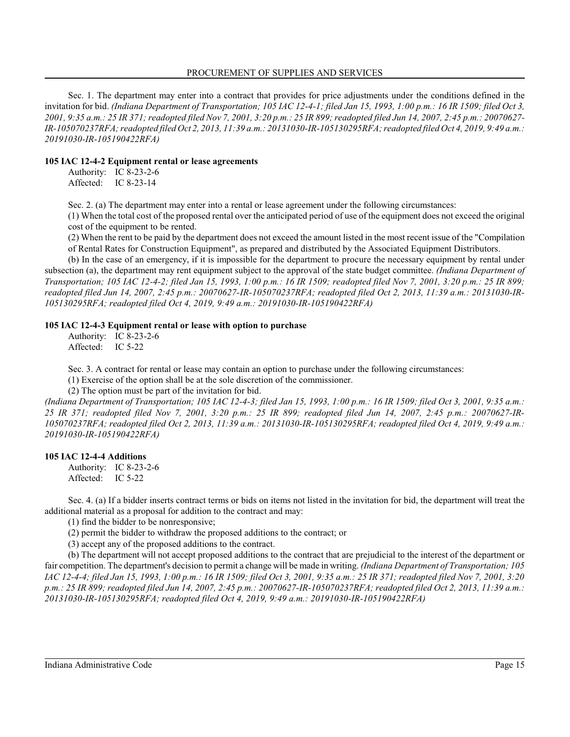Sec. 1. The department may enter into a contract that provides for price adjustments under the conditions defined in the invitation for bid. *(Indiana Department of Transportation; 105 IAC 12-4-1; filed Jan 15, 1993, 1:00 p.m.: 16 IR 1509; filed Oct 3, 2001, 9:35 a.m.: 25 IR 371; readopted filed Nov 7, 2001, 3:20 p.m.: 25 IR 899; readopted filed Jun 14, 2007, 2:45 p.m.: 20070627-IR-105070237RFA; readopted filed Oct 2, 2013, 11:39 a.m.: 20131030-IR-105130295RFA; readopted filed Oct 4, 2019, 9:49 a.m.: 20191030-IR-105190422RFA)*

**105 IAC 12-4-2 Equipment rental or lease agreements**

Authority: IC 8-23-2-6
Affected: IC 8-23-14

Sec. 2. (a) The department may enter into a rental or lease agreement under the following circumstances:

(1) When the total cost of the proposed rental over the anticipated period of use of the equipment does not exceed the original cost of the equipment to be rented.

(2) When the rent to be paid by the department does not exceed the amount listed in the most recent issue of the "Compilation of Rental Rates for Construction Equipment", as prepared and distributed by the Associated Equipment Distributors.

(b) In the case of an emergency, if it is impossible for the department to procure the necessary equipment by rental under subsection (a), the department may rent equipment subject to the approval of the state budget committee. *(Indiana Department of Transportation; 105 IAC 12-4-2; filed Jan 15, 1993, 1:00 p.m.: 16 IR 1509; readopted filed Nov 7, 2001, 3:20 p.m.: 25 IR 899; readopted filed Jun 14, 2007, 2:45 p.m.: 20070627-IR-105070237RFA; readopted filed Oct 2, 2013, 11:39 a.m.: 20131030-IR-105130295RFA; readopted filed Oct 4, 2019, 9:49 a.m.: 20191030-IR-105190422RFA)*

**105 IAC 12-4-3 Equipment rental or lease with option to purchase**

Authority: IC 8-23-2-6
Affected: IC 5-22

Sec. 3. A contract for rental or lease may contain an option to purchase under the following circumstances:

(1) Exercise of the option shall be at the sole discretion of the commissioner.

(2) The option must be part of the invitation for bid.

*(Indiana Department of Transportation; 105 IAC 12-4-3; filed Jan 15, 1993, 1:00 p.m.: 16 IR 1509; filed Oct 3, 2001, 9:35 a.m.: 25 IR 371; readopted filed Nov 7, 2001, 3:20 p.m.: 25 IR 899; readopted filed Jun 14, 2007, 2:45 p.m.: 20070627-IR-105070237RFA; readopted filed Oct 2, 2013, 11:39 a.m.: 20131030-IR-105130295RFA; readopted filed Oct 4, 2019, 9:49 a.m.: 20191030-IR-105190422RFA)*

**105 IAC 12-4-4 Additions**

Authority: IC 8-23-2-6
Affected: IC 5-22

Sec. 4. (a) If a bidder inserts contract terms or bids on items not listed in the invitation for bid, the department will treat the additional material as a proposal for addition to the contract and may:

(1) find the bidder to be nonresponsive;

(2) permit the bidder to withdraw the proposed additions to the contract; or

(3) accept any of the proposed additions to the contract.

(b) The department will not accept proposed additions to the contract that are prejudicial to the interest of the department or fair competition. The department's decision to permit a change will be made in writing. *(Indiana Department of Transportation; 105 IAC 12-4-4; filed Jan 15, 1993, 1:00 p.m.: 16 IR 1509; filed Oct 3, 2001, 9:35 a.m.: 25 IR 371; readopted filed Nov 7, 2001, 3:20 p.m.: 25 IR 899; readopted filed Jun 14, 2007, 2:45 p.m.: 20070627-IR-105070237RFA; readopted filed Oct 2, 2013, 11:39 a.m.: 20131030-IR-105130295RFA; readopted filed Oct 4, 2019, 9:49 a.m.: 20191030-IR-105190422RFA)*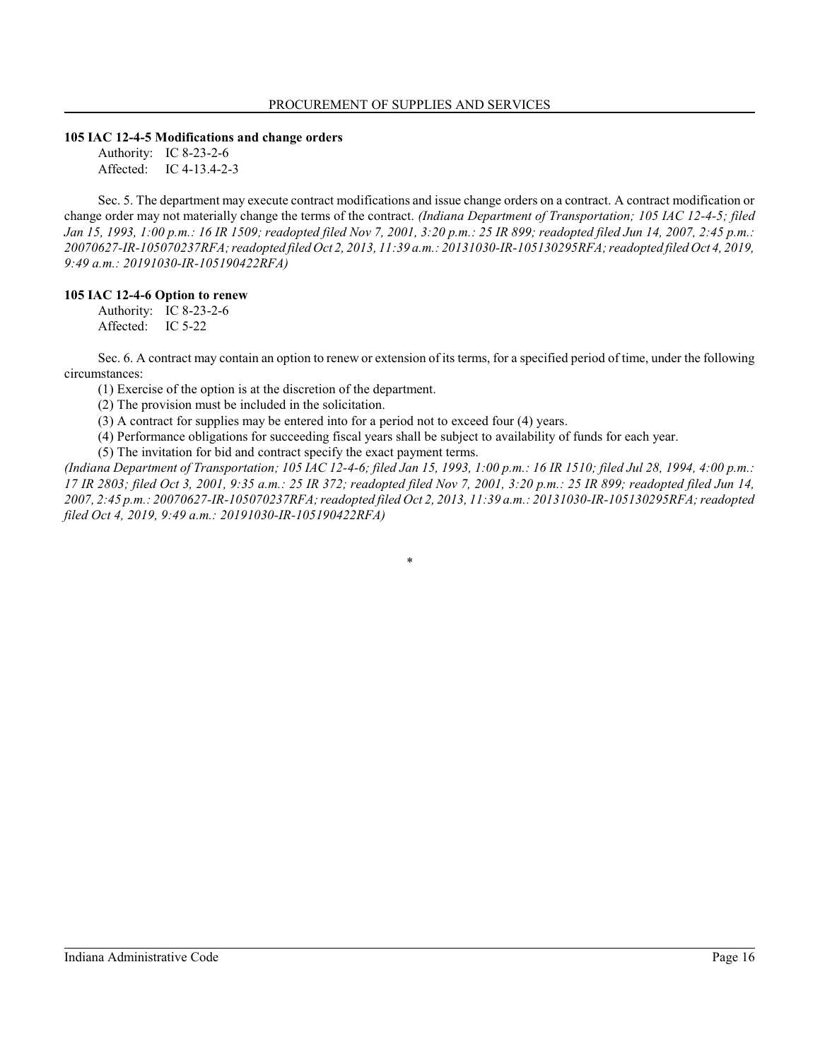**105 IAC 12-4-5 Modifications and change orders**

Authority: IC 8-23-2-6
Affected: IC 4-13.4-2-3

Sec. 5. The department may execute contract modifications and issue change orders on a contract. A contract modification or change order may not materially change the terms of the contract. *(Indiana Department of Transportation; 105 IAC 12-4-5; filed Jan 15, 1993, 1:00 p.m.: 16 IR 1509; readopted filed Nov 7, 2001, 3:20 p.m.: 25 IR 899; readopted filed Jun 14, 2007, 2:45 p.m.: 20070627-IR-105070237RFA; readopted filed Oct 2, 2013, 11:39 a.m.: 20131030-IR-105130295RFA; readopted filed Oct 4, 2019, 9:49 a.m.: 20191030-IR-105190422RFA)*

**105 IAC 12-4-6 Option to renew**

Authority: IC 8-23-2-6
Affected: IC 5-22

Sec. 6. A contract may contain an option to renew or extension of its terms, for a specified period of time, under the following circumstances:

(1) Exercise of the option is at the discretion of the department.
(2) The provision must be included in the solicitation.
(3) A contract for supplies may be entered into for a period not to exceed four (4) years.
(4) Performance obligations for succeeding fiscal years shall be subject to availability of funds for each year.
(5) The invitation for bid and contract specify the exact payment terms.

*(Indiana Department of Transportation; 105 IAC 12-4-6; filed Jan 15, 1993, 1:00 p.m.: 16 IR 1510; filed Jul 28, 1994, 4:00 p.m.: 17 IR 2803; filed Oct 3, 2001, 9:35 a.m.: 25 IR 372; readopted filed Nov 7, 2001, 3:20 p.m.: 25 IR 899; readopted filed Jun 14, 2007, 2:45 p.m.: 20070627-IR-105070237RFA; readopted filed Oct 2, 2013, 11:39 a.m.: 20131030-IR-105130295RFA; readopted filed Oct 4, 2019, 9:49 a.m.: 20191030-IR-105190422RFA)*

*